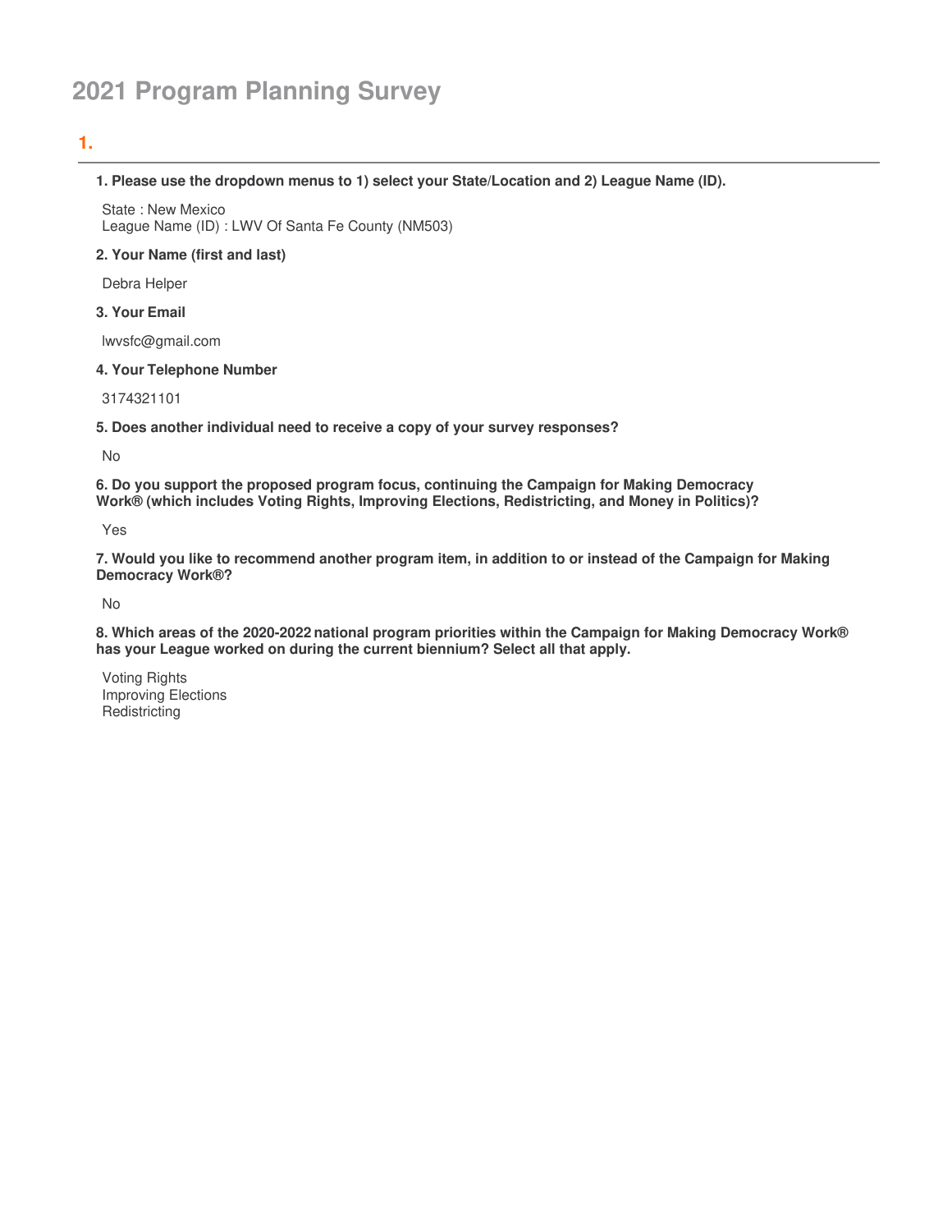# 2021 Program Planning Survey

## 1.

**1. Please use the dropdown menus to 1) select your State/Location and 2) League Name (ID).**

State : New Mexico
League Name (ID) : LWV Of Santa Fe County (NM503)

**2. Your Name (first and last)**

Debra Helper

**3. Your Email**

lwvsfc@gmail.com

**4. Your Telephone Number**

3174321101

**5. Does another individual need to receive a copy of your survey responses?**

No

**6. Do you support the proposed program focus, continuing the Campaign for Making Democracy Work® (which includes Voting Rights, Improving Elections, Redistricting, and Money in Politics)?**

Yes

**7. Would you like to recommend another program item, in addition to or instead of the Campaign for Making Democracy Work®?**

No

**8. Which areas of the 2020-2022 national program priorities within the Campaign for Making Democracy Work® has your League worked on during the current biennium? Select all that apply.**

Voting Rights
Improving Elections
Redistricting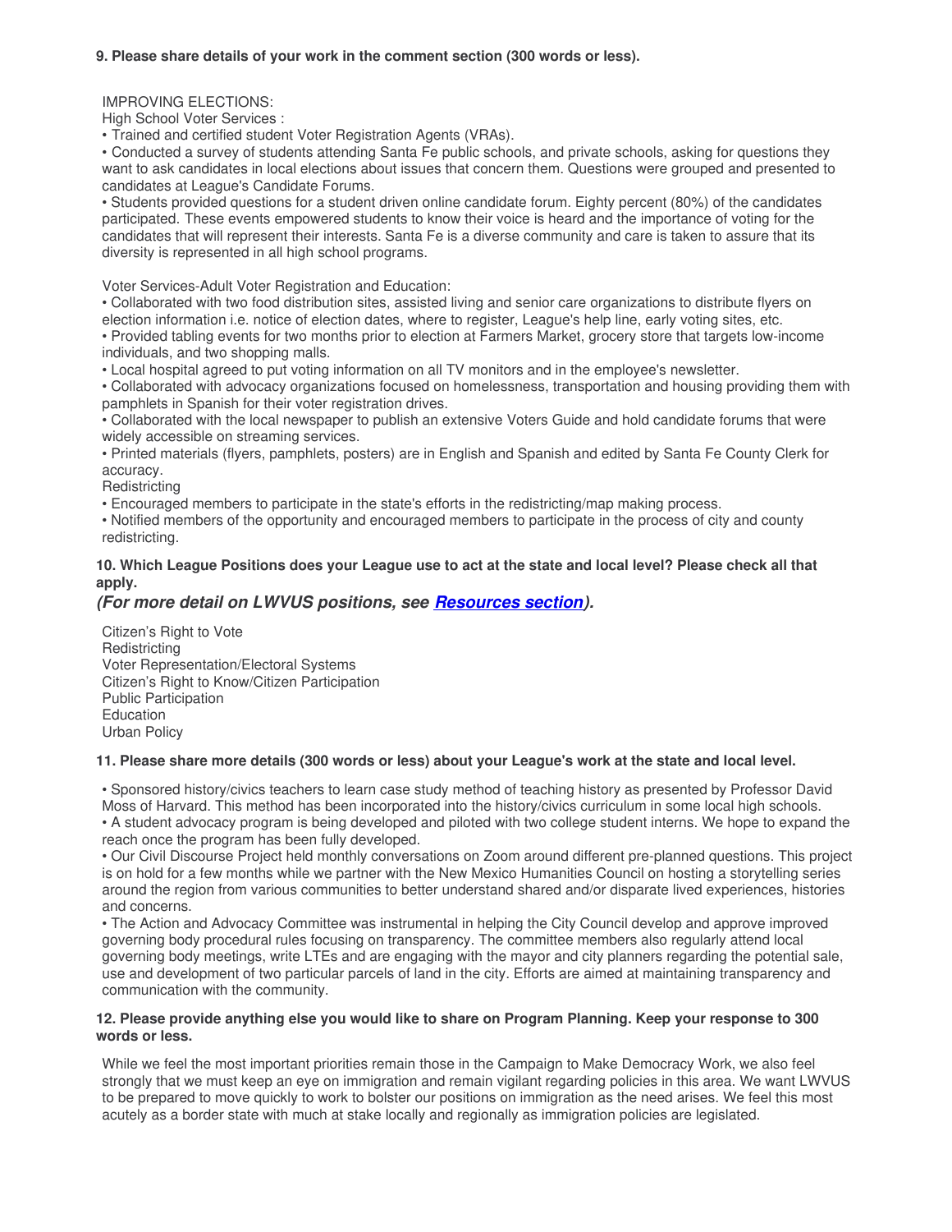**9. Please share details of your work in the comment section (300 words or less).**

IMPROVING ELECTIONS:
High School Voter Services :

- Trained and certified student Voter Registration Agents (VRAs).
- Conducted a survey of students attending Santa Fe public schools, and private schools, asking for questions they want to ask candidates in local elections about issues that concern them. Questions were grouped and presented to candidates at League's Candidate Forums.
- Students provided questions for a student driven online candidate forum. Eighty percent (80%) of the candidates participated. These events empowered students to know their voice is heard and the importance of voting for the candidates that will represent their interests. Santa Fe is a diverse community and care is taken to assure that its diversity is represented in all high school programs.

Voter Services-Adult Voter Registration and Education:

- Collaborated with two food distribution sites, assisted living and senior care organizations to distribute flyers on election information i.e. notice of election dates, where to register, League's help line, early voting sites, etc.
- Provided tabling events for two months prior to election at Farmers Market, grocery store that targets low-income individuals, and two shopping malls.
- Local hospital agreed to put voting information on all TV monitors and in the employee's newsletter.
- Collaborated with advocacy organizations focused on homelessness, transportation and housing providing them with pamphlets in Spanish for their voter registration drives.
- Collaborated with the local newspaper to publish an extensive Voters Guide and hold candidate forums that were widely accessible on streaming services.
- Printed materials (flyers, pamphlets, posters) are in English and Spanish and edited by Santa Fe County Clerk for accuracy.

Redistricting

- Encouraged members to participate in the state's efforts in the redistricting/map making process.
- Notified members of the opportunity and encouraged members to participate in the process of city and county redistricting.

**10. Which League Positions does your League use to act at the state and local level? Please check all that apply.**

***(For more detail on LWVUS positions, see [Resources section](#)).***

Citizen's Right to Vote
Redistricting
Voter Representation/Electoral Systems
Citizen's Right to Know/Citizen Participation
Public Participation
Education
Urban Policy

**11. Please share more details (300 words or less) about your League's work at the state and local level.**

- Sponsored history/civics teachers to learn case study method of teaching history as presented by Professor David Moss of Harvard. This method has been incorporated into the history/civics curriculum in some local high schools.
- A student advocacy program is being developed and piloted with two college student interns. We hope to expand the reach once the program has been fully developed.
- Our Civil Discourse Project held monthly conversations on Zoom around different pre-planned questions. This project is on hold for a few months while we partner with the New Mexico Humanities Council on hosting a storytelling series around the region from various communities to better understand shared and/or disparate lived experiences, histories and concerns.
- The Action and Advocacy Committee was instrumental in helping the City Council develop and approve improved governing body procedural rules focusing on transparency. The committee members also regularly attend local governing body meetings, write LTEs and are engaging with the mayor and city planners regarding the potential sale, use and development of two particular parcels of land in the city. Efforts are aimed at maintaining transparency and communication with the community.

**12. Please provide anything else you would like to share on Program Planning. Keep your response to 300 words or less.**

While we feel the most important priorities remain those in the Campaign to Make Democracy Work, we also feel strongly that we must keep an eye on immigration and remain vigilant regarding policies in this area. We want LWVUS to be prepared to move quickly to work to bolster our positions on immigration as the need arises. We feel this most acutely as a border state with much at stake locally and regionally as immigration policies are legislated.